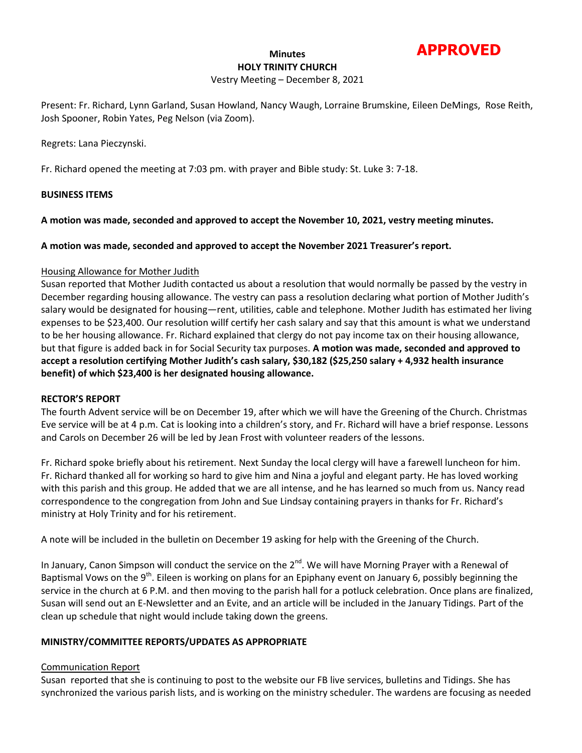**APPROVED**

**Minutes**

**HOLY TRINITY CHURCH**

Vestry Meeting – December 8, 2021

Present: Fr. Richard, Lynn Garland, Susan Howland, Nancy Waugh, Lorraine Brumskine, Eileen DeMings, Rose Reith, Josh Spooner, Robin Yates, Peg Nelson (via Zoom).

Regrets: Lana Pieczynski.

Fr. Richard opened the meeting at 7:03 pm. with prayer and Bible study: St. Luke 3: 7-18.

**BUSINESS ITEMS**

**A motion was made, seconded and approved to accept the November 10, 2021, vestry meeting minutes.**

**A motion was made, seconded and approved to accept the November 2021 Treasurer's report.**

Housing Allowance for Mother Judith

Susan reported that Mother Judith contacted us about a resolution that would normally be passed by the vestry in December regarding housing allowance. The vestry can pass a resolution declaring what portion of Mother Judith's salary would be designated for housing—rent, utilities, cable and telephone. Mother Judith has estimated her living expenses to be $23,400. Our resolution willf certify her cash salary and say that this amount is what we understand to be her housing allowance. Fr. Richard explained that clergy do not pay income tax on their housing allowance, but that figure is added back in for Social Security tax purposes. **A motion was made, seconded and approved to accept a resolution certifying Mother Judith's cash salary, $30,182 ($25,250 salary + 4,932 health insurance benefit) of which $23,400 is her designated housing allowance.**

**RECTOR'S REPORT**

The fourth Advent service will be on December 19, after which we will have the Greening of the Church. Christmas Eve service will be at 4 p.m. Cat is looking into a children's story, and Fr. Richard will have a brief response. Lessons and Carols on December 26 will be led by Jean Frost with volunteer readers of the lessons.

Fr. Richard spoke briefly about his retirement. Next Sunday the local clergy will have a farewell luncheon for him. Fr. Richard thanked all for working so hard to give him and Nina a joyful and elegant party. He has loved working with this parish and this group. He added that we are all intense, and he has learned so much from us. Nancy read correspondence to the congregation from John and Sue Lindsay containing prayers in thanks for Fr. Richard's ministry at Holy Trinity and for his retirement.

A note will be included in the bulletin on December 19 asking for help with the Greening of the Church.

In January, Canon Simpson will conduct the service on the 2nd. We will have Morning Prayer with a Renewal of Baptismal Vows on the 9th. Eileen is working on plans for an Epiphany event on January 6, possibly beginning the service in the church at 6 P.M. and then moving to the parish hall for a potluck celebration. Once plans are finalized, Susan will send out an E-Newsletter and an Evite, and an article will be included in the January Tidings. Part of the clean up schedule that night would include taking down the greens.

**MINISTRY/COMMITTEE REPORTS/UPDATES AS APPROPRIATE**

Communication Report

Susan reported that she is continuing to post to the website our FB live services, bulletins and Tidings. She has synchronized the various parish lists, and is working on the ministry scheduler. The wardens are focusing as needed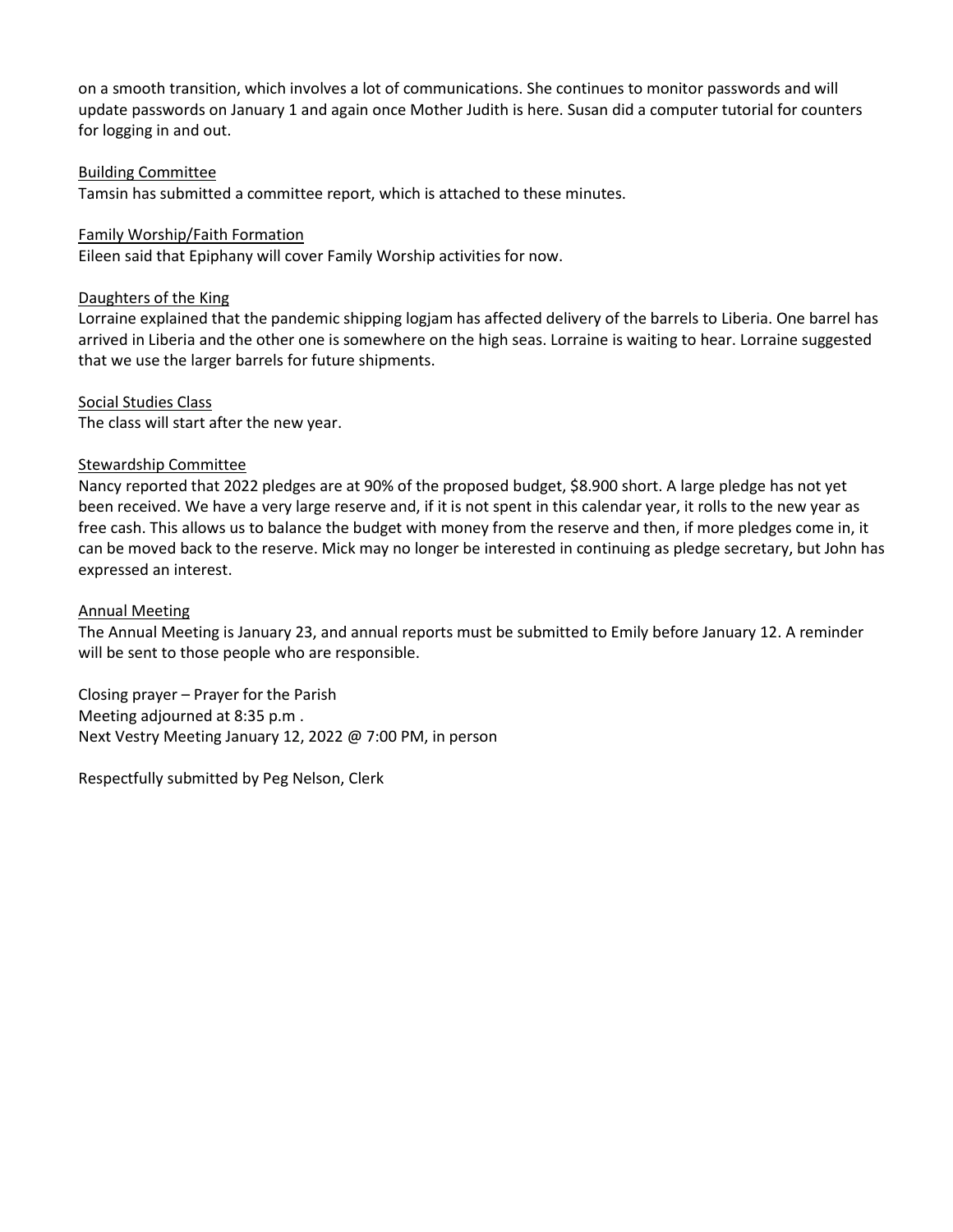on a smooth transition, which involves a lot of communications. She continues to monitor passwords and will update passwords on January 1 and again once Mother Judith is here. Susan did a computer tutorial for counters for logging in and out.

<u>Building Committee</u>

Tamsin has submitted a committee report, which is attached to these minutes.

<u>Family Worship/Faith Formation</u>

Eileen said that Epiphany will cover Family Worship activities for now.

<u>Daughters of the King</u>

Lorraine explained that the pandemic shipping logjam has affected delivery of the barrels to Liberia. One barrel has arrived in Liberia and the other one is somewhere on the high seas. Lorraine is waiting to hear. Lorraine suggested that we use the larger barrels for future shipments.

<u>Social Studies Class</u>

The class will start after the new year.

<u>Stewardship Committee</u>

Nancy reported that 2022 pledges are at 90% of the proposed budget, $8.900 short. A large pledge has not yet been received. We have a very large reserve and, if it is not spent in this calendar year, it rolls to the new year as free cash. This allows us to balance the budget with money from the reserve and then, if more pledges come in, it can be moved back to the reserve. Mick may no longer be interested in continuing as pledge secretary, but John has expressed an interest.

<u>Annual Meeting</u>

The Annual Meeting is January 23, and annual reports must be submitted to Emily before January 12. A reminder will be sent to those people who are responsible.

Closing prayer – Prayer for the Parish
Meeting adjourned at 8:35 p.m .
Next Vestry Meeting January 12, 2022 @ 7:00 PM, in person

Respectfully submitted by Peg Nelson, Clerk